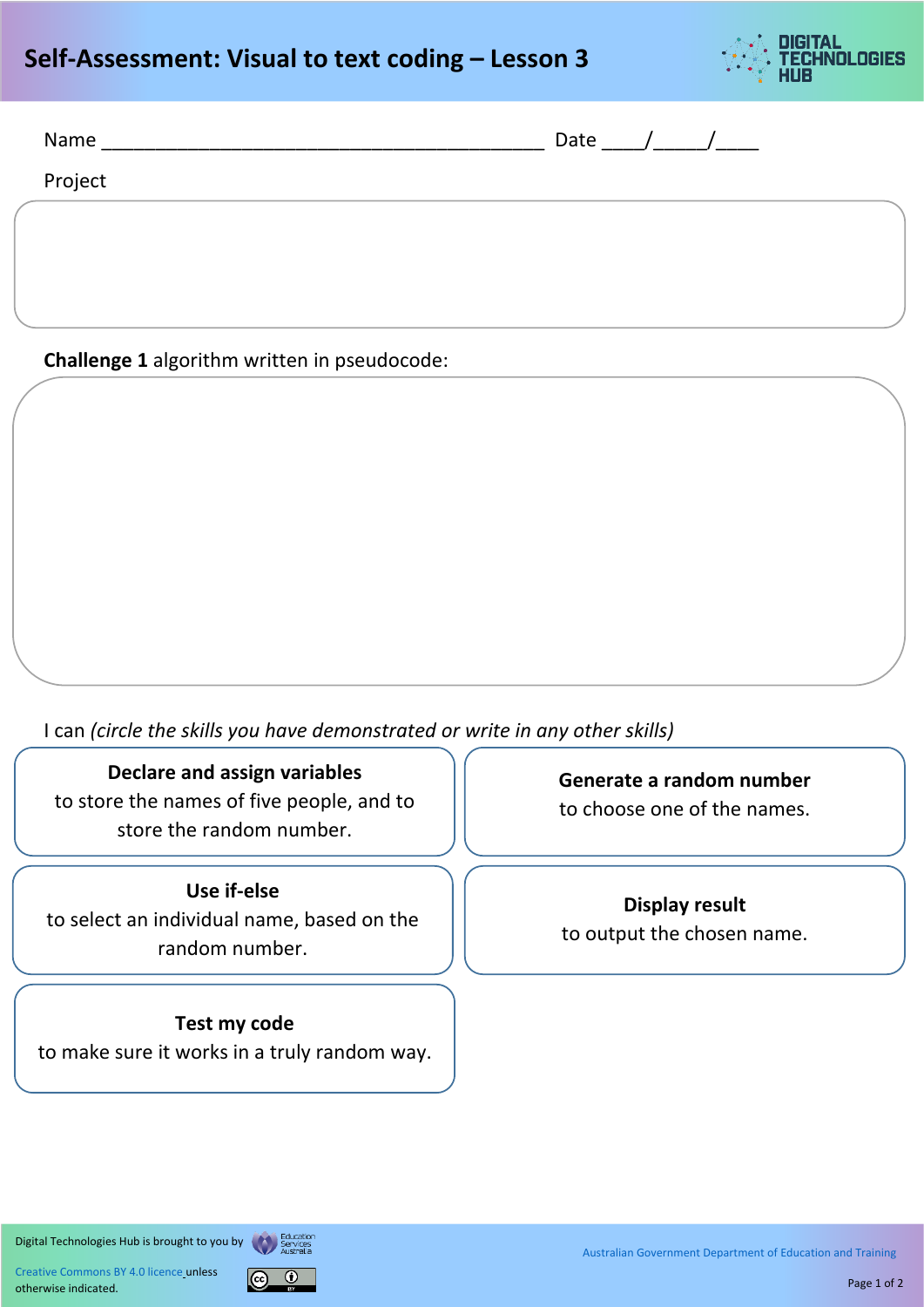# Self-Assessment: Visual to text coding – Lesson 3

Name ________________________________________ Date ____/_____/____

Project

**Challenge 1** algorithm written in pseudocode:

I can *(circle the skills you have demonstrated or write in any other skills)*

**Declare and assign variables**
to store the names of five people, and to store the random number.

**Generate a random number**
to choose one of the names.

**Use if-else**
to select an individual name, based on the random number.

**Display result**
to output the chosen name.

**Test my code**
to make sure it works in a truly random way.

Digital Technologies Hub is brought to you by Education Services Australia

Creative Commons BY 4.0 licence unless otherwise indicated.

Australian Government Department of Education and Training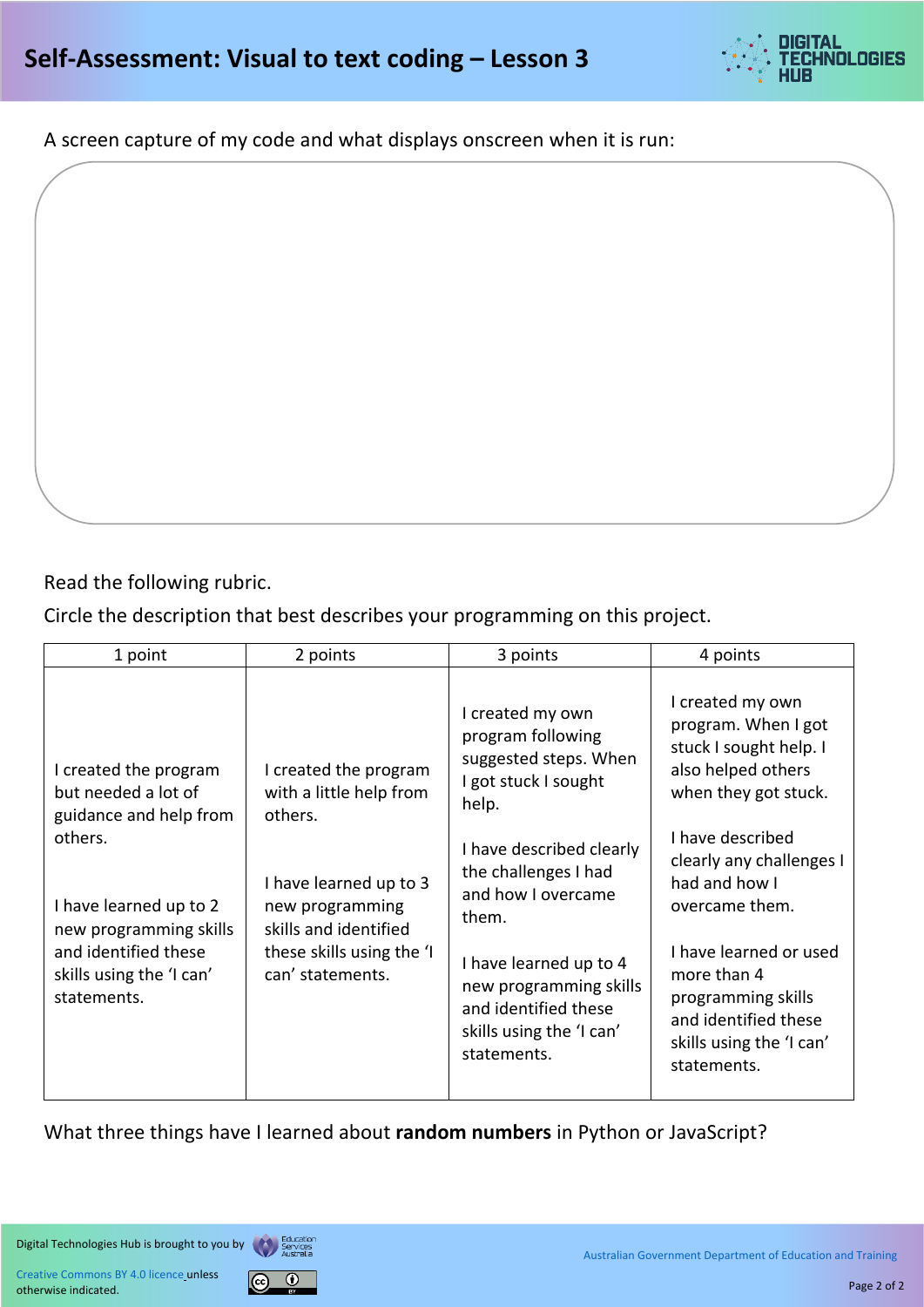# Self-Assessment: Visual to text coding – Lesson 3

A screen capture of my code and what displays onscreen when it is run:

Read the following rubric.

Circle the description that best describes your programming on this project.

| 1 point | 2 points | 3 points | 4 points |
|---|---|---|---|
| I created the program but needed a lot of guidance and help from others.<br><br>I have learned up to 2 new programming skills and identified these skills using the 'I can' statements. | I created the program with a little help from others.<br><br>I have learned up to 3 new programming skills and identified these skills using the 'I can' statements. | I created my own program following suggested steps. When I got stuck I sought help.<br><br>I have described clearly the challenges I had and how I overcame them.<br><br>I have learned up to 4 new programming skills and identified these skills using the 'I can' statements. | I created my own program. When I got stuck I sought help. I also helped others when they got stuck.<br><br>I have described clearly any challenges I had and how I overcame them.<br><br>I have learned or used more than 4 programming skills and identified these skills using the 'I can' statements. |

What three things have I learned about **random numbers** in Python or JavaScript?

Digital Technologies Hub is brought to you by Education Services Australia

Creative Commons BY 4.0 licence unless otherwise indicated.

Australian Government Department of Education and Training